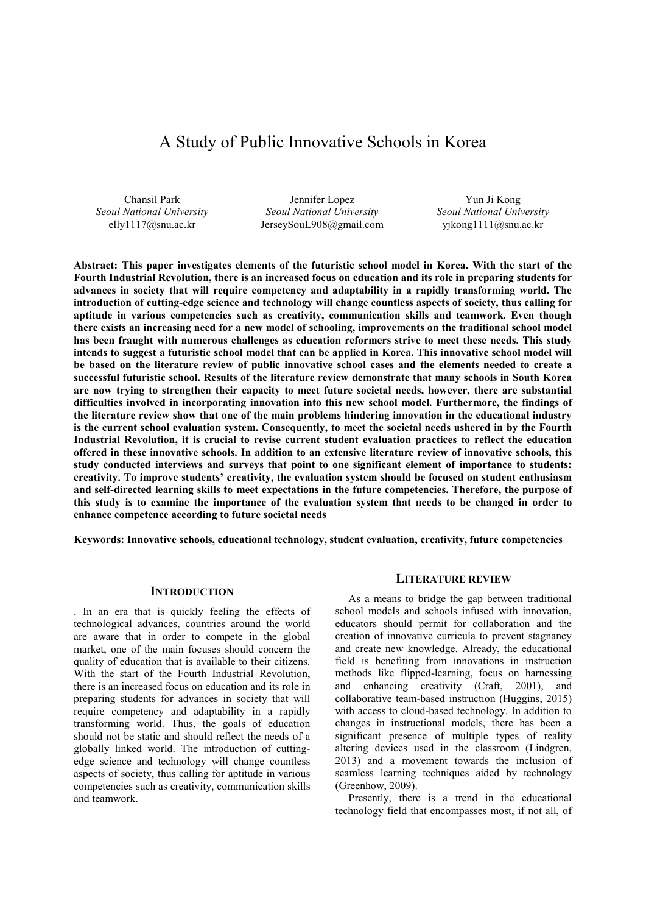# A Study of Public Innovative Schools in Korea

| Chansil Park | Jennifer Lopez | Yun Ji Kong |
|---|---|---|
| *Seoul National University* | *Seoul National University* | *Seoul National University* |
| elly1117@snu.ac.kr | JerseySouL908@gmail.com | yjkong1111@snu.ac.kr |

**Abstract: This paper investigates elements of the futuristic school model in Korea. With the start of the Fourth Industrial Revolution, there is an increased focus on education and its role in preparing students for advances in society that will require competency and adaptability in a rapidly transforming world. The introduction of cutting-edge science and technology will change countless aspects of society, thus calling for aptitude in various competencies such as creativity, communication skills and teamwork. Even though there exists an increasing need for a new model of schooling, improvements on the traditional school model has been fraught with numerous challenges as education reformers strive to meet these needs. This study intends to suggest a futuristic school model that can be applied in Korea. This innovative school model will be based on the literature review of public innovative school cases and the elements needed to create a successful futuristic school. Results of the literature review demonstrate that many schools in South Korea are now trying to strengthen their capacity to meet future societal needs, however, there are substantial difficulties involved in incorporating innovation into this new school model. Furthermore, the findings of the literature review show that one of the main problems hindering innovation in the educational industry is the current school evaluation system. Consequently, to meet the societal needs ushered in by the Fourth Industrial Revolution, it is crucial to revise current student evaluation practices to reflect the education offered in these innovative schools. In addition to an extensive literature review of innovative schools, this study conducted interviews and surveys that point to one significant element of importance to students: creativity. To improve students' creativity, the evaluation system should be focused on student enthusiasm and self-directed learning skills to meet expectations in the future competencies. Therefore, the purpose of this study is to examine the importance of the evaluation system that needs to be changed in order to enhance competence according to future societal needs**

**Keywords: Innovative schools, educational technology, student evaluation, creativity, future competencies**

## INTRODUCTION

. In an era that is quickly feeling the effects of technological advances, countries around the world are aware that in order to compete in the global market, one of the main focuses should concern the quality of education that is available to their citizens. With the start of the Fourth Industrial Revolution, there is an increased focus on education and its role in preparing students for advances in society that will require competency and adaptability in a rapidly transforming world. Thus, the goals of education should not be static and should reflect the needs of a globally linked world. The introduction of cutting-edge science and technology will change countless aspects of society, thus calling for aptitude in various competencies such as creativity, communication skills and teamwork.

## LITERATURE REVIEW

As a means to bridge the gap between traditional school models and schools infused with innovation, educators should permit for collaboration and the creation of innovative curricula to prevent stagnancy and create new knowledge. Already, the educational field is benefiting from innovations in instruction methods like flipped-learning, focus on harnessing and enhancing creativity (Craft, 2001), and collaborative team-based instruction (Huggins, 2015) with access to cloud-based technology. In addition to changes in instructional models, there has been a significant presence of multiple types of reality altering devices used in the classroom (Lindgren, 2013) and a movement towards the inclusion of seamless learning techniques aided by technology (Greenhow, 2009).

Presently, there is a trend in the educational technology field that encompasses most, if not all, of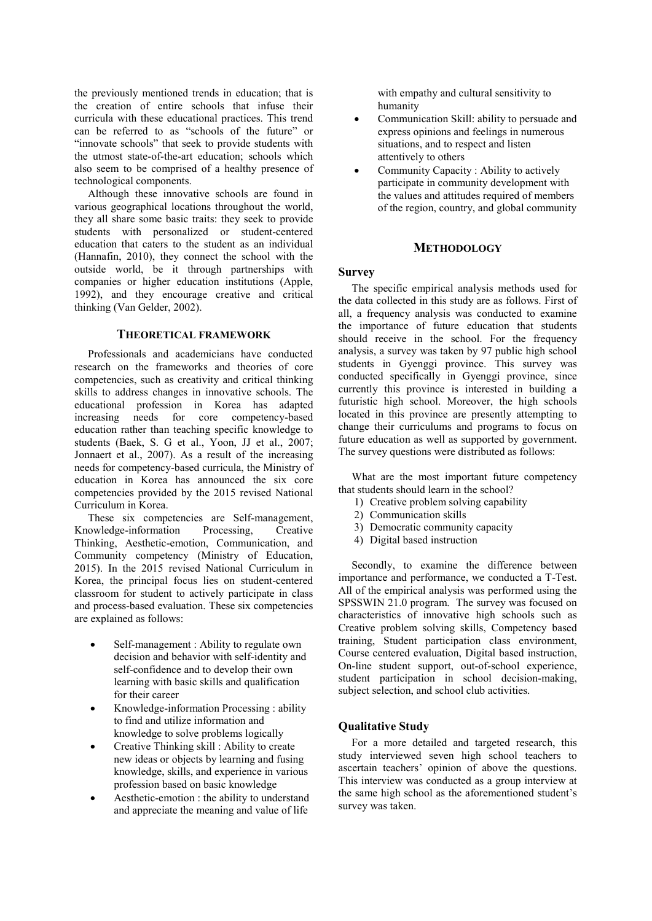the previously mentioned trends in education; that is the creation of entire schools that infuse their curricula with these educational practices. This trend can be referred to as "schools of the future" or "innovate schools" that seek to provide students with the utmost state-of-the-art education; schools which also seem to be comprised of a healthy presence of technological components.

Although these innovative schools are found in various geographical locations throughout the world, they all share some basic traits: they seek to provide students with personalized or student-centered education that caters to the student as an individual (Hannafin, 2010), they connect the school with the outside world, be it through partnerships with companies or higher education institutions (Apple, 1992), and they encourage creative and critical thinking (Van Gelder, 2002).

## THEORETICAL FRAMEWORK

Professionals and academicians have conducted research on the frameworks and theories of core competencies, such as creativity and critical thinking skills to address changes in innovative schools. The educational profession in Korea has adapted increasing needs for core competency-based education rather than teaching specific knowledge to students (Baek, S. G et al., Yoon, JJ et al., 2007; Jonnaert et al., 2007). As a result of the increasing needs for competency-based curricula, the Ministry of education in Korea has announced the six core competencies provided by the 2015 revised National Curriculum in Korea.

These six competencies are Self-management, Knowledge-information Processing, Creative Thinking, Aesthetic-emotion, Communication, and Community competency (Ministry of Education, 2015). In the 2015 revised National Curriculum in Korea, the principal focus lies on student-centered classroom for student to actively participate in class and process-based evaluation. These six competencies are explained as follows:

- Self-management : Ability to regulate own decision and behavior with self-identity and self-confidence and to develop their own learning with basic skills and qualification for their career
- Knowledge-information Processing : ability to find and utilize information and knowledge to solve problems logically
- Creative Thinking skill : Ability to create new ideas or objects by learning and fusing knowledge, skills, and experience in various profession based on basic knowledge
- Aesthetic-emotion : the ability to understand and appreciate the meaning and value of life with empathy and cultural sensitivity to humanity
- Communication Skill: ability to persuade and express opinions and feelings in numerous situations, and to respect and listen attentively to others
- Community Capacity : Ability to actively participate in community development with the values and attitudes required of members of the region, country, and global community

## METHODOLOGY

### Survey

The specific empirical analysis methods used for the data collected in this study are as follows. First of all, a frequency analysis was conducted to examine the importance of future education that students should receive in the school. For the frequency analysis, a survey was taken by 97 public high school students in Gyenggi province. This survey was conducted specifically in Gyenggi province, since currently this province is interested in building a futuristic high school. Moreover, the high schools located in this province are presently attempting to change their curriculums and programs to focus on future education as well as supported by government. The survey questions were distributed as follows:

What are the most important future competency that students should learn in the school?

1) Creative problem solving capability
2) Communication skills
3) Democratic community capacity
4) Digital based instruction

Secondly, to examine the difference between importance and performance, we conducted a T-Test. All of the empirical analysis was performed using the SPSSWIN 21.0 program. The survey was focused on characteristics of innovative high schools such as Creative problem solving skills, Competency based training, Student participation class environment, Course centered evaluation, Digital based instruction, On-line student support, out-of-school experience, student participation in school decision-making, subject selection, and school club activities.

### Qualitative Study

For a more detailed and targeted research, this study interviewed seven high school teachers to ascertain teachers' opinion of above the questions. This interview was conducted as a group interview at the same high school as the aforementioned student's survey was taken.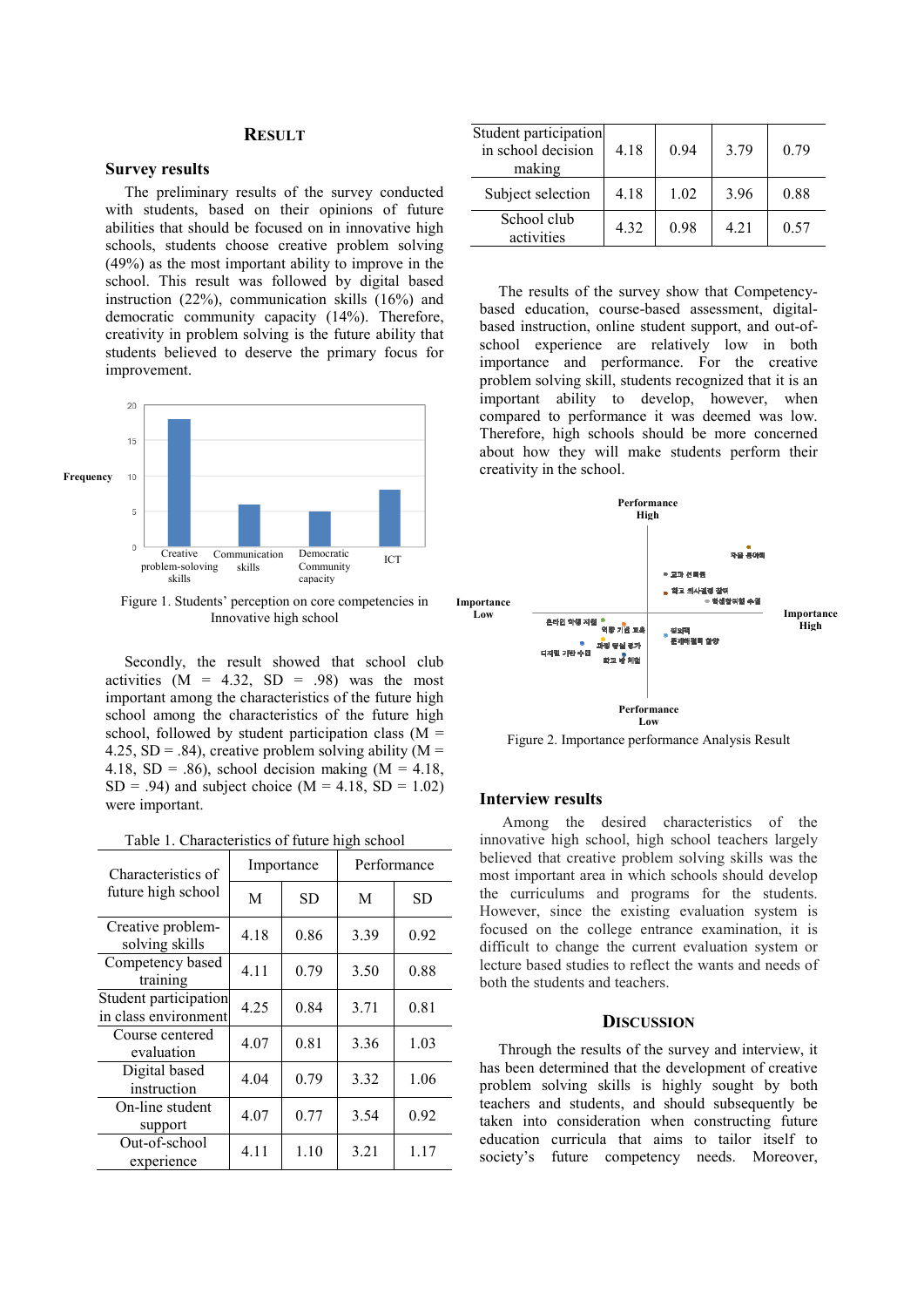## Result

### Survey results

The preliminary results of the survey conducted with students, based on their opinions of future abilities that should be focused on in innovative high schools, students choose creative problem solving (49%) as the most important ability to improve in the school. This result was followed by digital based instruction (22%), communication skills (16%) and democratic community capacity (14%). Therefore, creativity in problem solving is the future ability that students believed to deserve the primary focus for improvement.

Figure 1. Students' perception on core competencies in Innovative high school

Secondly, the result showed that school club activities (M = 4.32, SD = .98) was the most important among the characteristics of the future high school among the characteristics of the future high school, followed by student participation class (M = 4.25, SD = .84), creative problem solving ability (M = 4.18, SD = .86), school decision making (M = 4.18, SD = .94) and subject choice (M = 4.18, SD = 1.02) were important.

Table 1. Characteristics of future high school

| Characteristics of future high school | Importance | | Performance | |
|---|---|---|---|---|
| | M | SD | M | SD |
| Creative problem-solving skills | 4.18 | 0.86 | 3.39 | 0.92 |
| Competency based training | 4.11 | 0.79 | 3.50 | 0.88 |
| Student participation in class environment | 4.25 | 0.84 | 3.71 | 0.81 |
| Course centered evaluation | 4.07 | 0.81 | 3.36 | 1.03 |
| Digital based instruction | 4.04 | 0.79 | 3.32 | 1.06 |
| On-line student support | 4.07 | 0.77 | 3.54 | 0.92 |
| Out-of-school experience | 4.11 | 1.10 | 3.21 | 1.17 |
| Student participation in school decision making | 4.18 | 0.94 | 3.79 | 0.79 |
| Subject selection | 4.18 | 1.02 | 3.96 | 0.88 |
| School club activities | 4.32 | 0.98 | 4.21 | 0.57 |

The results of the survey show that Competency-based education, course-based assessment, digital-based instruction, online student support, and out-of-school experience are relatively low in both importance and performance. For the creative problem solving skill, students recognized that it is an important ability to develop, however, when compared to performance it was deemed was low. Therefore, high schools should be more concerned about how they will make students perform their creativity in the school.

Figure 2. Importance performance Analysis Result

### Interview results

Among the desired characteristics of the innovative high school, high school teachers largely believed that creative problem solving skills was the most important area in which schools should develop the curriculums and programs for the students. However, since the existing evaluation system is focused on the college entrance examination, it is difficult to change the current evaluation system or lecture based studies to reflect the wants and needs of both the students and teachers.

## Discussion

Through the results of the survey and interview, it has been determined that the development of creative problem solving skills is highly sought by both teachers and students, and should subsequently be taken into consideration when constructing future education curricula that aims to tailor itself to society's future competency needs. Moreover,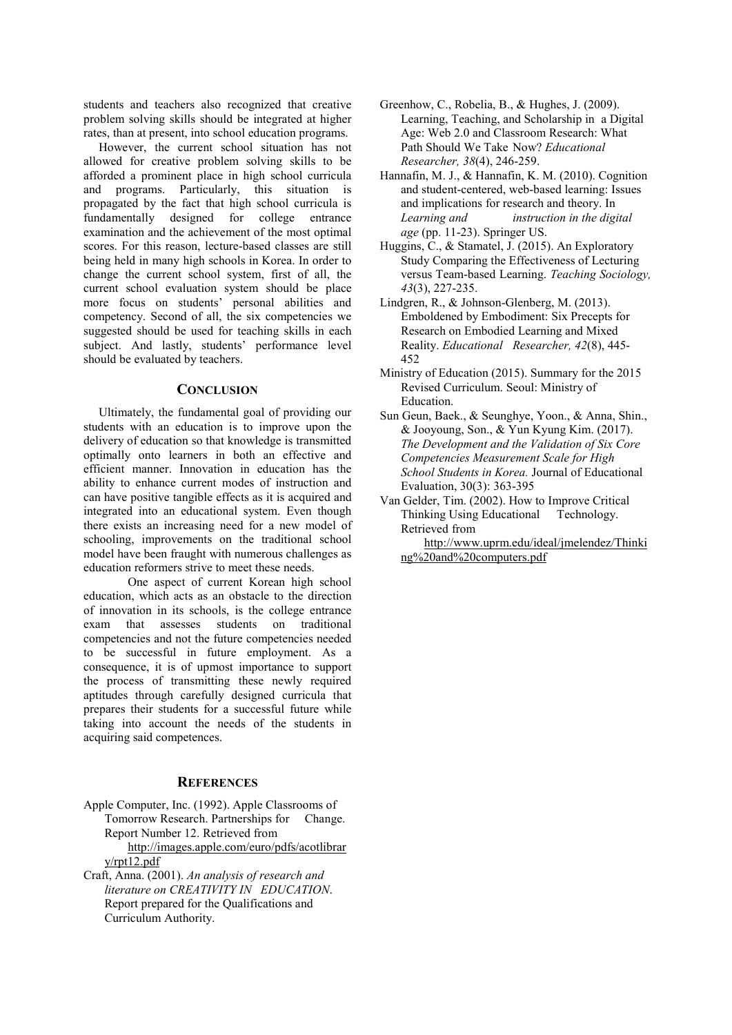students and teachers also recognized that creative problem solving skills should be integrated at higher rates, than at present, into school education programs.

However, the current school situation has not allowed for creative problem solving skills to be afforded a prominent place in high school curricula and programs. Particularly, this situation is propagated by the fact that high school curricula is fundamentally designed for college entrance examination and the achievement of the most optimal scores. For this reason, lecture-based classes are still being held in many high schools in Korea. In order to change the current school system, first of all, the current school evaluation system should be place more focus on students' personal abilities and competency. Second of all, the six competencies we suggested should be used for teaching skills in each subject. And lastly, students' performance level should be evaluated by teachers.

## CONCLUSION

Ultimately, the fundamental goal of providing our students with an education is to improve upon the delivery of education so that knowledge is transmitted optimally onto learners in both an effective and efficient manner. Innovation in education has the ability to enhance current modes of instruction and can have positive tangible effects as it is acquired and integrated into an educational system. Even though there exists an increasing need for a new model of schooling, improvements on the traditional school model have been fraught with numerous challenges as education reformers strive to meet these needs.

One aspect of current Korean high school education, which acts as an obstacle to the direction of innovation in its schools, is the college entrance exam that assesses students on traditional competencies and not the future competencies needed to be successful in future employment. As a consequence, it is of upmost importance to support the process of transmitting these newly required aptitudes through carefully designed curricula that prepares their students for a successful future while taking into account the needs of the students in acquiring said competences.

## REFERENCES

Apple Computer, Inc. (1992). Apple Classrooms of Tomorrow Research. Partnerships for Change. Report Number 12. Retrieved from http://images.apple.com/euro/pdfs/acotlibrary/rpt12.pdf

Craft, Anna. (2001). *An analysis of research and literature on CREATIVITY IN EDUCATION*. Report prepared for the Qualifications and Curriculum Authority.

Greenhow, C., Robelia, B., & Hughes, J. (2009). Learning, Teaching, and Scholarship in a Digital Age: Web 2.0 and Classroom Research: What Path Should We Take Now? *Educational Researcher, 38*(4), 246-259.

Hannafin, M. J., & Hannafin, K. M. (2010). Cognition and student-centered, web-based learning: Issues and implications for research and theory. In *Learning and instruction in the digital age* (pp. 11-23). Springer US.

Huggins, C., & Stamatel, J. (2015). An Exploratory Study Comparing the Effectiveness of Lecturing versus Team-based Learning. *Teaching Sociology, 43*(3), 227-235.

Lindgren, R., & Johnson-Glenberg, M. (2013). Emboldened by Embodiment: Six Precepts for Research on Embodied Learning and Mixed Reality. *Educational Researcher, 42*(8), 445-452

Ministry of Education (2015). Summary for the 2015 Revised Curriculum. Seoul: Ministry of Education.

Sun Geun, Baek., & Seunghye, Yoon., & Anna, Shin., & Jooyoung, Son., & Yun Kyung Kim. (2017). *The Development and the Validation of Six Core Competencies Measurement Scale for High School Students in Korea.* Journal of Educational Evaluation, 30(3): 363-395

Van Gelder, Tim. (2002). How to Improve Critical Thinking Using Educational Technology. Retrieved from http://www.uprm.edu/ideal/jmelendez/Thinking%20and%20computers.pdf